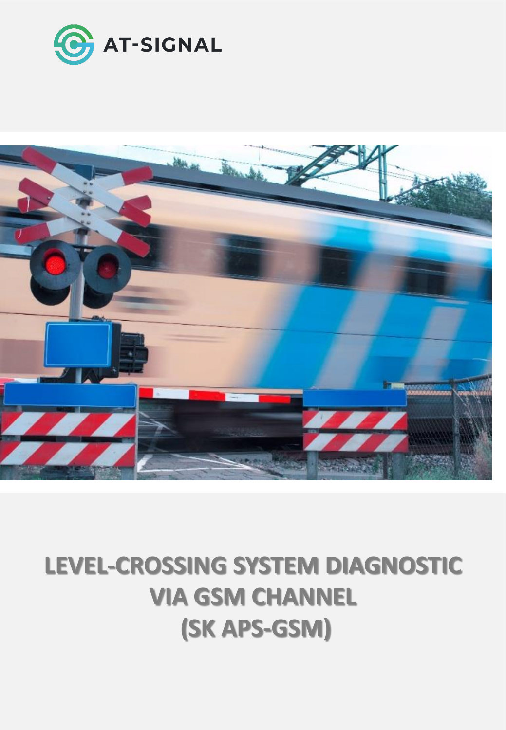AT-SIGNAL

# LEVEL-CROSSING SYSTEM DIAGNOSTIC VIA GSM CHANNEL (SK APS-GSM)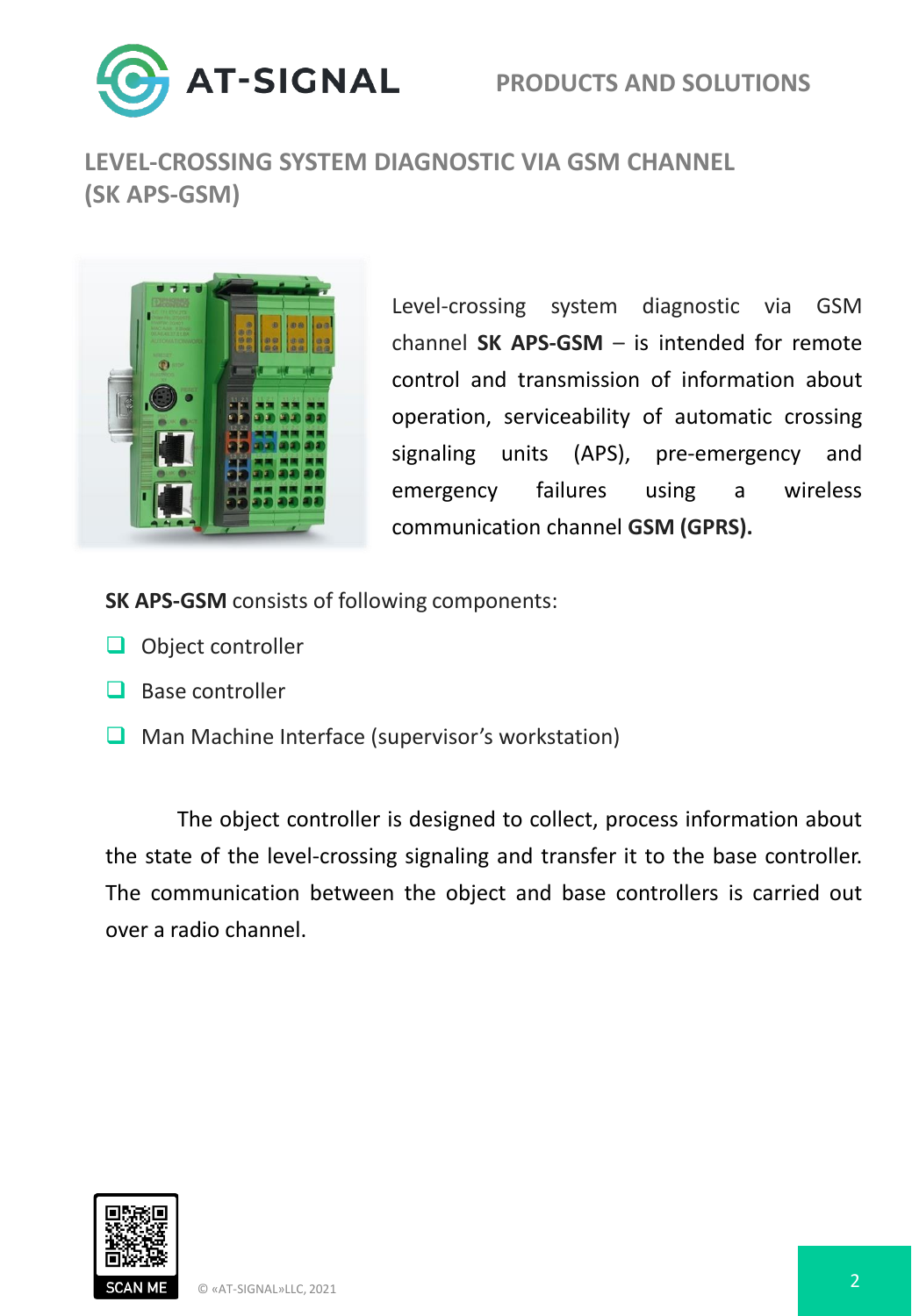## LEVEL-CROSSING SYSTEM DIAGNOSTIC VIA GSM CHANNEL (SK APS-GSM)

Level-crossing system diagnostic via GSM channel **SK APS-GSM** – is intended for remote control and transmission of information about operation, serviceability of automatic crossing signaling units (APS), pre-emergency and emergency failures using a wireless communication channel **GSM (GPRS).**

**SK APS-GSM** consists of following components:

- Object controller
- Base controller
- Man Machine Interface (supervisor's workstation)

The object controller is designed to collect, process information about the state of the level-crossing signaling and transfer it to the base controller. The communication between the object and base controllers is carried out over a radio channel.

SCAN ME

© «AT-SIGNAL»LLC, 2021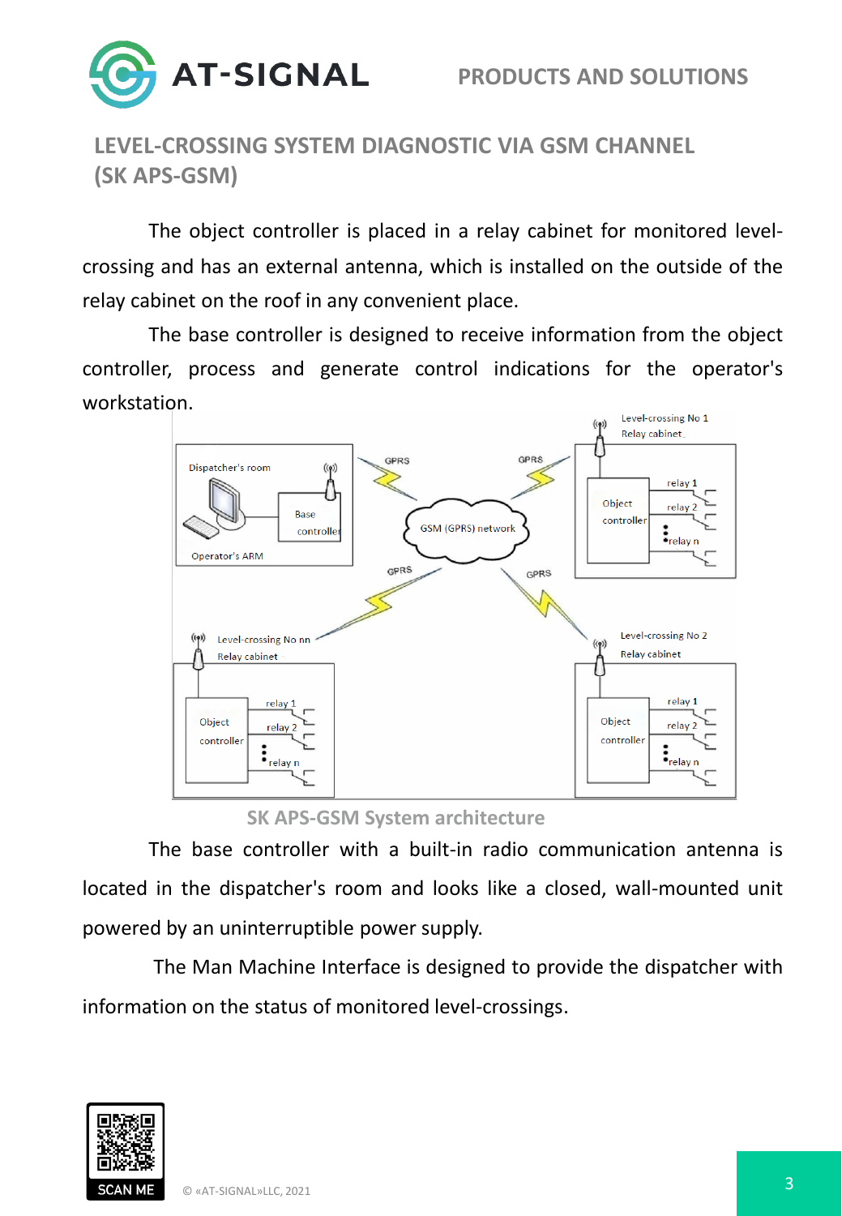## LEVEL-CROSSING SYSTEM DIAGNOSTIC VIA GSM CHANNEL (SK APS-GSM)

The object controller is placed in a relay cabinet for monitored level-crossing and has an external antenna, which is installed on the outside of the relay cabinet on the roof in any convenient place.

The base controller is designed to receive information from the object controller, process and generate control indications for the operator's workstation.

SK APS-GSM System architecture

The base controller with a built-in radio communication antenna is located in the dispatcher's room and looks like a closed, wall-mounted unit powered by an uninterruptible power supply.

The Man Machine Interface is designed to provide the dispatcher with information on the status of monitored level-crossings.

© «AT-SIGNAL»LLC, 2021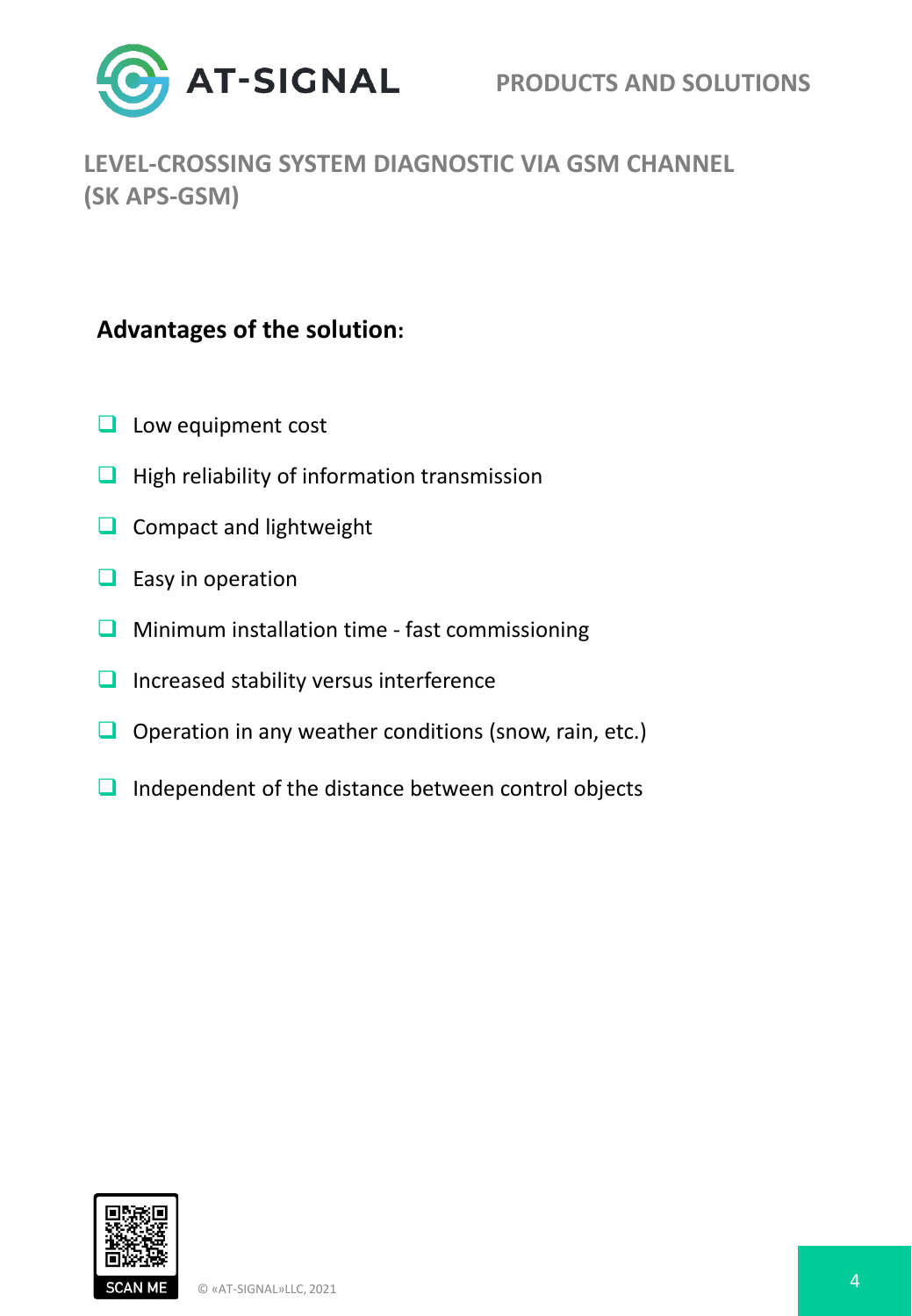## LEVEL-CROSSING SYSTEM DIAGNOSTIC VIA GSM CHANNEL (SK APS-GSM)

### Advantages of the solution:

- Low equipment cost
- High reliability of information transmission
- Compact and lightweight
- Easy in operation
- Minimum installation time - fast commissioning
- Increased stability versus interference
- Operation in any weather conditions (snow, rain, etc.)
- Independent of the distance between control objects

SCAN ME

© «AT-SIGNAL»LLC, 2021